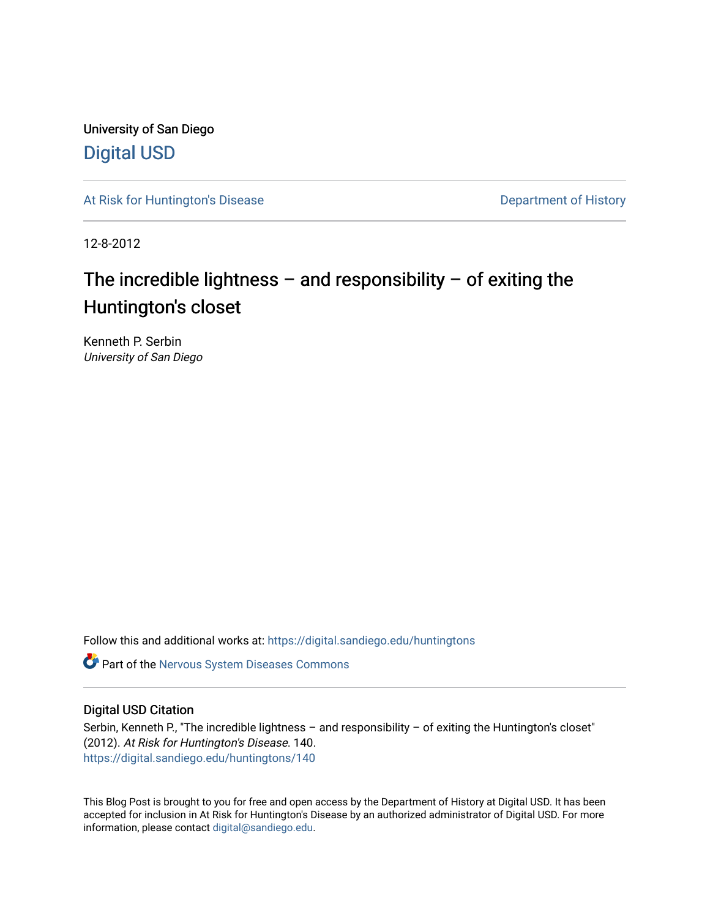University of San Diego

# Digital USD

At Risk for Huntington's Disease

Department of History

12-8-2012

## The incredible lightness – and responsibility – of exiting the Huntington's closet

Kenneth P. Serbin
*University of San Diego*

Follow this and additional works at: https://digital.sandiego.edu/huntingtons

Part of the Nervous System Diseases Commons

### Digital USD Citation

Serbin, Kenneth P., "The incredible lightness – and responsibility – of exiting the Huntington's closet" (2012). *At Risk for Huntington's Disease*. 140.
https://digital.sandiego.edu/huntingtons/140

This Blog Post is brought to you for free and open access by the Department of History at Digital USD. It has been accepted for inclusion in At Risk for Huntington's Disease by an authorized administrator of Digital USD. For more information, please contact digital@sandiego.edu.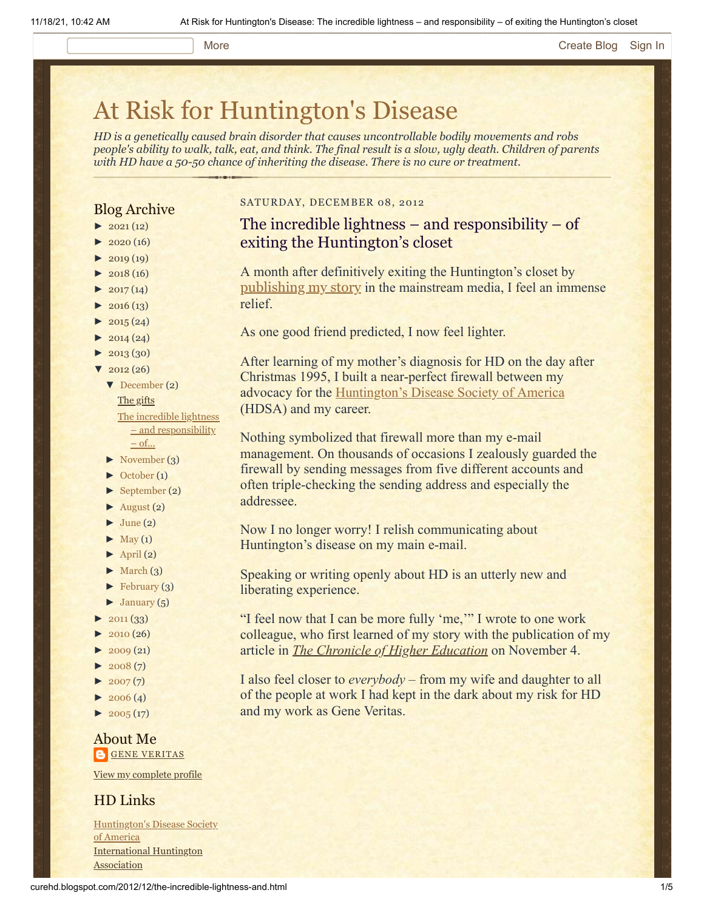# At Risk for Huntington's Disease

*HD is a genetically caused brain disorder that causes uncontrollable bodily movements and robs people's ability to walk, talk, eat, and think. The final result is a slow, ugly death. Children of parents with HD have a 50-50 chance of inheriting the disease. There is no cure or treatment.*

## Blog Archive

- ► 2021 (12)
- ► 2020 (16)
- ► 2019 (19)
- ► 2018 (16)
- ► 2017 (14)
- ► 2016 (13)
- ► 2015 (24)
- ► 2014 (24)
- ► 2013 (30)
- ▼ 2012 (26)
  - ▼ December (2)
    - The gifts
    - The incredible lightness – and responsibility – of...
  - ► November (3)
  - ► October (1)
  - ► September (2)
  - ► August (2)
  - ► June (2)
  - ► May (1)
  - ► April (2)
  - ► March (3)
  - ► February (3)
  - ► January (5)
- ► 2011 (33)
- ► 2010 (26)
- ► 2009 (21)
- ► 2008 (7)
- ► 2007 (7)
- ► 2006 (4)
- ► 2005 (17)

## About Me

GENE VERITAS

View my complete profile

## HD Links

Huntington's Disease Society of America

International Huntington Association

SATURDAY, DECEMBER 08, 2012

## The incredible lightness – and responsibility – of exiting the Huntington's closet

A month after definitively exiting the Huntington's closet by publishing my story in the mainstream media, I feel an immense relief.

As one good friend predicted, I now feel lighter.

After learning of my mother's diagnosis for HD on the day after Christmas 1995, I built a near-perfect firewall between my advocacy for the Huntington's Disease Society of America (HDSA) and my career.

Nothing symbolized that firewall more than my e-mail management. On thousands of occasions I zealously guarded the firewall by sending messages from five different accounts and often triple-checking the sending address and especially the addressee.

Now I no longer worry! I relish communicating about Huntington's disease on my main e-mail.

Speaking or writing openly about HD is an utterly new and liberating experience.

"I feel now that I can be more fully 'me,'" I wrote to one work colleague, who first learned of my story with the publication of my article in *The Chronicle of Higher Education* on November 4.

I also feel closer to *everybody* – from my wife and daughter to all of the people at work I had kept in the dark about my risk for HD and my work as Gene Veritas.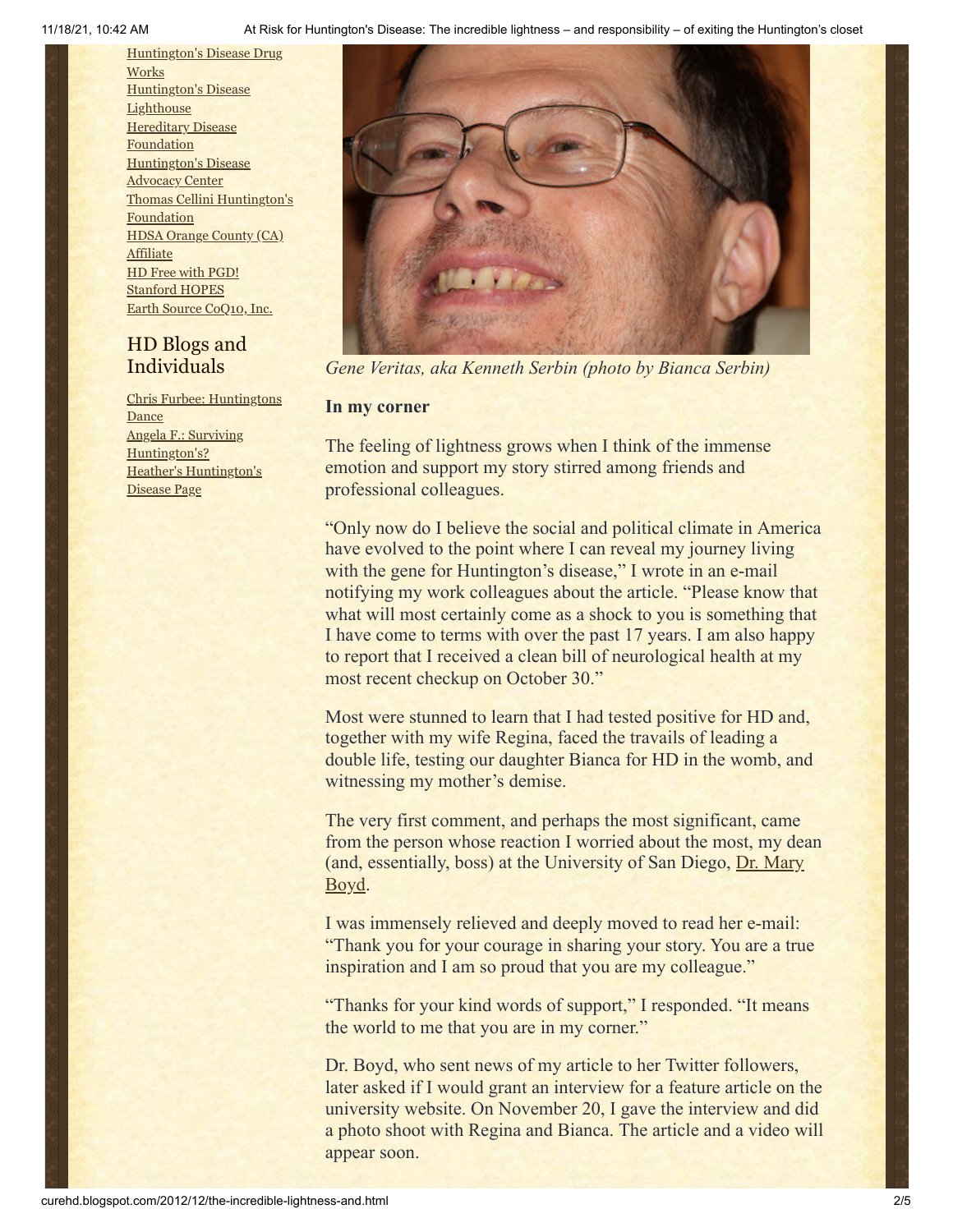Huntington's Disease Drug Works
Huntington's Disease Lighthouse
Hereditary Disease Foundation
Huntington's Disease Advocacy Center
Thomas Cellini Huntington's Foundation
HDSA Orange County (CA) Affiliate
HD Free with PGD!
Stanford HOPES
Earth Source CoQ10, Inc.

## HD Blogs and Individuals

Chris Furbee: Huntingtons Dance
Angela F.: Surviving Huntington's?
Heather's Huntington's Disease Page

*Gene Veritas, aka Kenneth Serbin (photo by Bianca Serbin)*

**In my corner**

The feeling of lightness grows when I think of the immense emotion and support my story stirred among friends and professional colleagues.

"Only now do I believe the social and political climate in America have evolved to the point where I can reveal my journey living with the gene for Huntington's disease," I wrote in an e-mail notifying my work colleagues about the article. "Please know that what will most certainly come as a shock to you is something that I have come to terms with over the past 17 years. I am also happy to report that I received a clean bill of neurological health at my most recent checkup on October 30."

Most were stunned to learn that I had tested positive for HD and, together with my wife Regina, faced the travails of leading a double life, testing our daughter Bianca for HD in the womb, and witnessing my mother's demise.

The very first comment, and perhaps the most significant, came from the person whose reaction I worried about the most, my dean (and, essentially, boss) at the University of San Diego, Dr. Mary Boyd.

I was immensely relieved and deeply moved to read her e-mail: "Thank you for your courage in sharing your story. You are a true inspiration and I am so proud that you are my colleague."

"Thanks for your kind words of support," I responded. "It means the world to me that you are in my corner."

Dr. Boyd, who sent news of my article to her Twitter followers, later asked if I would grant an interview for a feature article on the university website. On November 20, I gave the interview and did a photo shoot with Regina and Bianca. The article and a video will appear soon.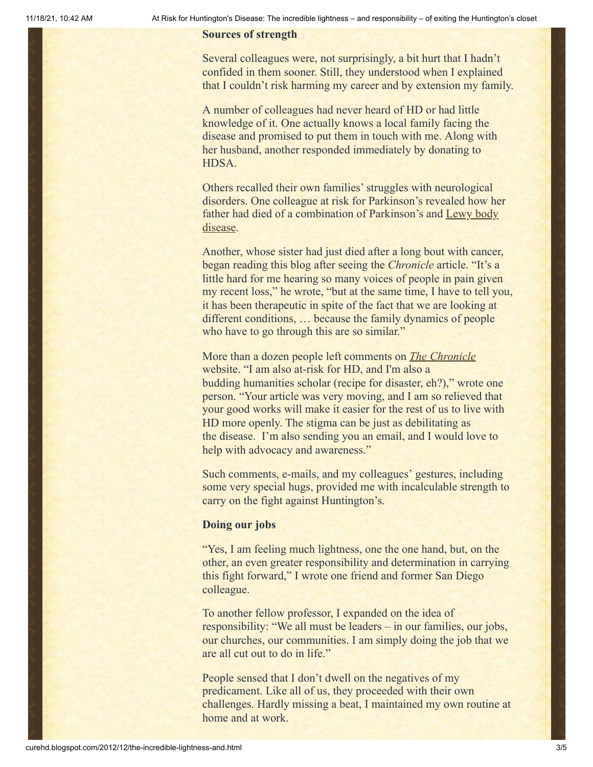### Sources of strength

Several colleagues were, not surprisingly, a bit hurt that I hadn't confided in them sooner. Still, they understood when I explained that I couldn't risk harming my career and by extension my family.

A number of colleagues had never heard of HD or had little knowledge of it. One actually knows a local family facing the disease and promised to put them in touch with me. Along with her husband, another responded immediately by donating to HDSA.

Others recalled their own families' struggles with neurological disorders. One colleague at risk for Parkinson's revealed how her father had died of a combination of Parkinson's and Lewy body disease.

Another, whose sister had just died after a long bout with cancer, began reading this blog after seeing the *Chronicle* article. "It's a little hard for me hearing so many voices of people in pain given my recent loss," he wrote, "but at the same time, I have to tell you, it has been therapeutic in spite of the fact that we are looking at different conditions, … because the family dynamics of people who have to go through this are so similar."

More than a dozen people left comments on *The Chronicle* website. "I am also at-risk for HD, and I'm also a budding humanities scholar (recipe for disaster, eh?)," wrote one person. "Your article was very moving, and I am so relieved that your good works will make it easier for the rest of us to live with HD more openly. The stigma can be just as debilitating as the disease. I'm also sending you an email, and I would love to help with advocacy and awareness."

Such comments, e-mails, and my colleagues' gestures, including some very special hugs, provided me with incalculable strength to carry on the fight against Huntington's.

### Doing our jobs

"Yes, I am feeling much lightness, one the one hand, but, on the other, an even greater responsibility and determination in carrying this fight forward," I wrote one friend and former San Diego colleague.

To another fellow professor, I expanded on the idea of responsibility: "We all must be leaders – in our families, our jobs, our churches, our communities. I am simply doing the job that we are all cut out to do in life."

People sensed that I don't dwell on the negatives of my predicament. Like all of us, they proceeded with their own challenges. Hardly missing a beat, I maintained my own routine at home and at work.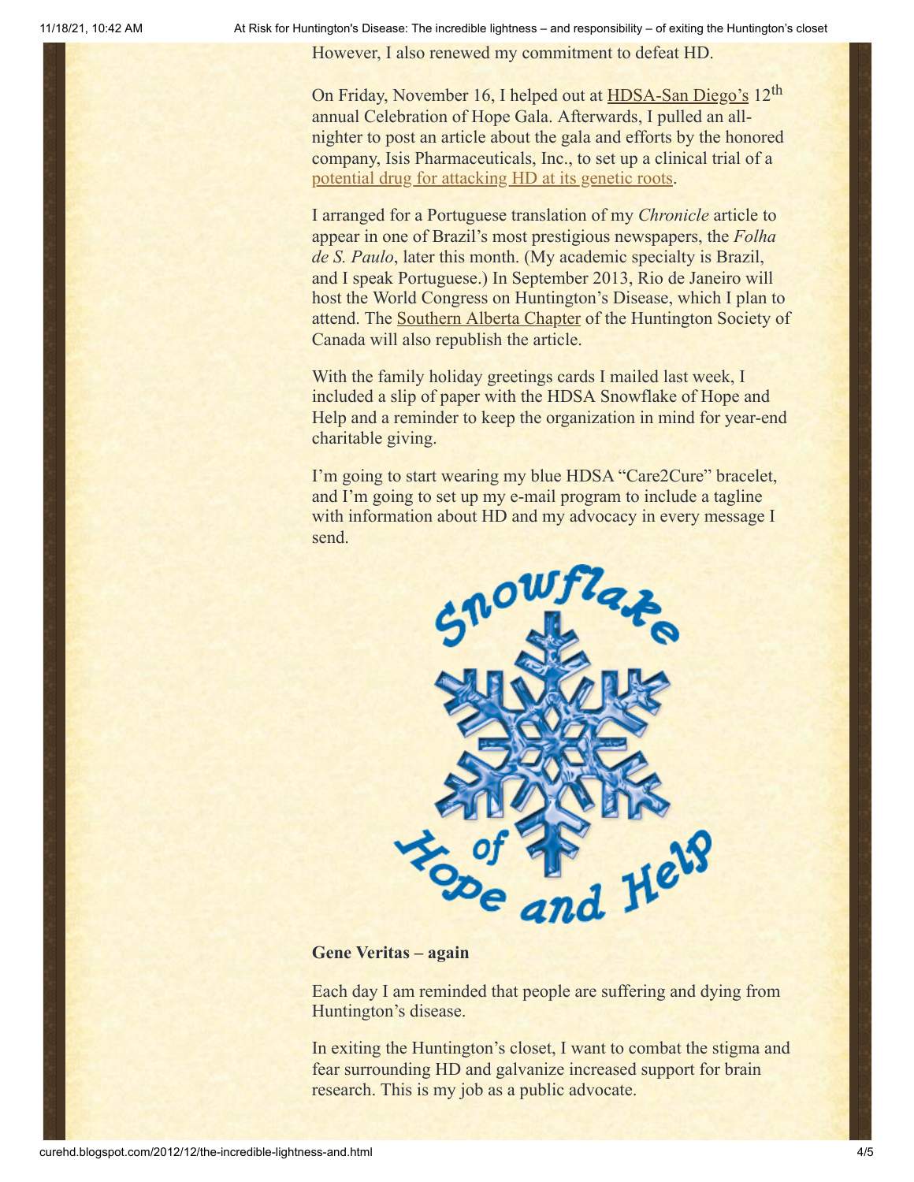However, I also renewed my commitment to defeat HD.

On Friday, November 16, I helped out at HDSA-San Diego's 12th annual Celebration of Hope Gala. Afterwards, I pulled an all-nighter to post an article about the gala and efforts by the honored company, Isis Pharmaceuticals, Inc., to set up a clinical trial of a potential drug for attacking HD at its genetic roots.

I arranged for a Portuguese translation of my *Chronicle* article to appear in one of Brazil's most prestigious newspapers, the *Folha de S. Paulo*, later this month. (My academic specialty is Brazil, and I speak Portuguese.) In September 2013, Rio de Janeiro will host the World Congress on Huntington's Disease, which I plan to attend. The Southern Alberta Chapter of the Huntington Society of Canada will also republish the article.

With the family holiday greetings cards I mailed last week, I included a slip of paper with the HDSA Snowflake of Hope and Help and a reminder to keep the organization in mind for year-end charitable giving.

I'm going to start wearing my blue HDSA "Care2Cure" bracelet, and I'm going to set up my e-mail program to include a tagline with information about HD and my advocacy in every message I send.

**Gene Veritas – again**

Each day I am reminded that people are suffering and dying from Huntington's disease.

In exiting the Huntington's closet, I want to combat the stigma and fear surrounding HD and galvanize increased support for brain research. This is my job as a public advocate.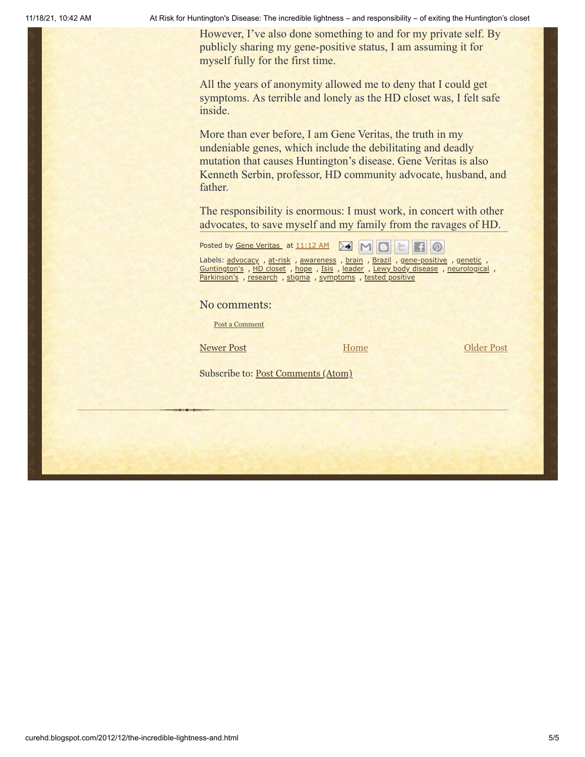However, I've also done something to and for my private self. By publicly sharing my gene-positive status, I am assuming it for myself fully for the first time.

All the years of anonymity allowed me to deny that I could get symptoms. As terrible and lonely as the HD closet was, I felt safe inside.

More than ever before, I am Gene Veritas, the truth in my undeniable genes, which include the debilitating and deadly mutation that causes Huntington's disease. Gene Veritas is also Kenneth Serbin, professor, HD community advocate, husband, and father.

The responsibility is enormous: I must work, in concert with other advocates, to save myself and my family from the ravages of HD.

Posted by Gene Veritas at 11:12 AM

Labels: advocacy , at-risk , awareness , brain , Brazil , gene-positive , genetic , Guntington's , HD closet , hope , Isis , leader , Lewy body disease , neurological , Parkinson's , research , stigma , symptoms , tested positive

No comments:

Post a Comment

Newer Post Home Older Post

Subscribe to: Post Comments (Atom)